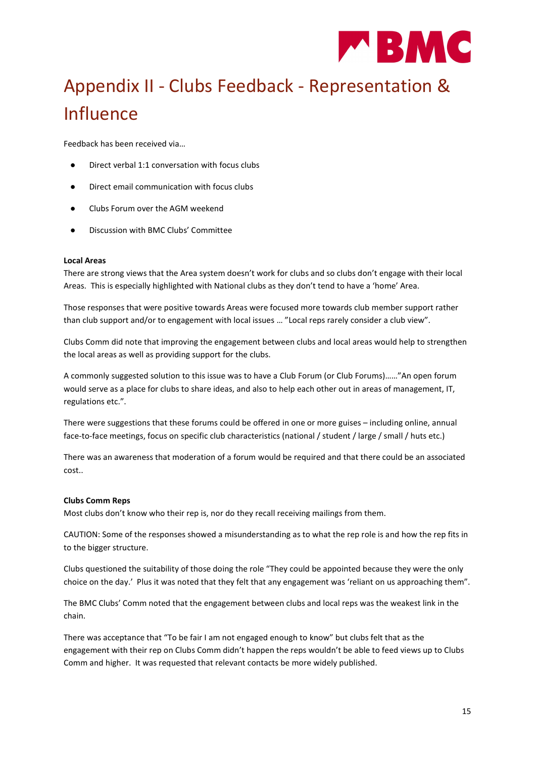# Appendix II - Clubs Feedback - Representation & Influence

Feedback has been received via…

- Direct verbal 1:1 conversation with focus clubs
- Direct email communication with focus clubs
- Clubs Forum over the AGM weekend
- Discussion with BMC Clubs' Committee

**Local Areas**

There are strong views that the Area system doesn't work for clubs and so clubs don't engage with their local Areas. This is especially highlighted with National clubs as they don't tend to have a 'home' Area.

Those responses that were positive towards Areas were focused more towards club member support rather than club support and/or to engagement with local issues … "Local reps rarely consider a club view".

Clubs Comm did note that improving the engagement between clubs and local areas would help to strengthen the local areas as well as providing support for the clubs.

A commonly suggested solution to this issue was to have a Club Forum (or Club Forums)……"An open forum would serve as a place for clubs to share ideas, and also to help each other out in areas of management, IT, regulations etc.".

There were suggestions that these forums could be offered in one or more guises – including online, annual face-to-face meetings, focus on specific club characteristics (national / student / large / small / huts etc.)

There was an awareness that moderation of a forum would be required and that there could be an associated cost..

**Clubs Comm Reps**

Most clubs don't know who their rep is, nor do they recall receiving mailings from them.

CAUTION: Some of the responses showed a misunderstanding as to what the rep role is and how the rep fits in to the bigger structure.

Clubs questioned the suitability of those doing the role "They could be appointed because they were the only choice on the day.' Plus it was noted that they felt that any engagement was 'reliant on us approaching them".

The BMC Clubs' Comm noted that the engagement between clubs and local reps was the weakest link in the chain.

There was acceptance that "To be fair I am not engaged enough to know" but clubs felt that as the engagement with their rep on Clubs Comm didn't happen the reps wouldn't be able to feed views up to Clubs Comm and higher. It was requested that relevant contacts be more widely published.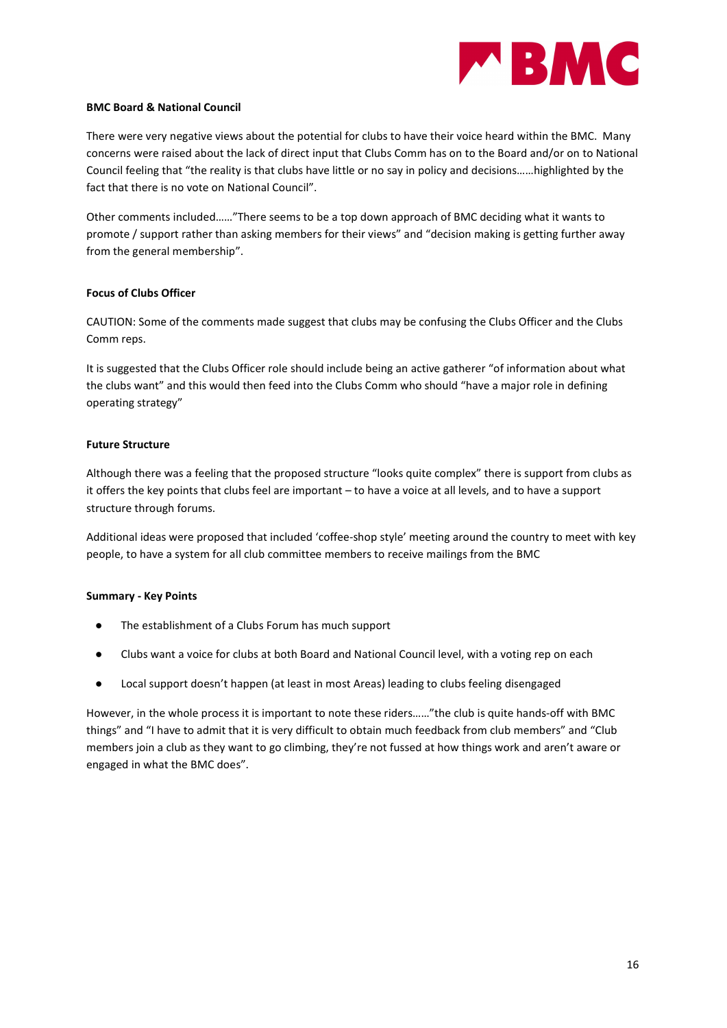**BMC Board & National Council**

There were very negative views about the potential for clubs to have their voice heard within the BMC. Many concerns were raised about the lack of direct input that Clubs Comm has on to the Board and/or on to National Council feeling that "the reality is that clubs have little or no say in policy and decisions……highlighted by the fact that there is no vote on National Council".

Other comments included……"There seems to be a top down approach of BMC deciding what it wants to promote / support rather than asking members for their views" and "decision making is getting further away from the general membership".

**Focus of Clubs Officer**

CAUTION: Some of the comments made suggest that clubs may be confusing the Clubs Officer and the Clubs Comm reps.

It is suggested that the Clubs Officer role should include being an active gatherer "of information about what the clubs want" and this would then feed into the Clubs Comm who should "have a major role in defining operating strategy"

**Future Structure**

Although there was a feeling that the proposed structure "looks quite complex" there is support from clubs as it offers the key points that clubs feel are important – to have a voice at all levels, and to have a support structure through forums.

Additional ideas were proposed that included 'coffee-shop style' meeting around the country to meet with key people, to have a system for all club committee members to receive mailings from the BMC

**Summary - Key Points**

- The establishment of a Clubs Forum has much support
- Clubs want a voice for clubs at both Board and National Council level, with a voting rep on each
- Local support doesn't happen (at least in most Areas) leading to clubs feeling disengaged

However, in the whole process it is important to note these riders……"the club is quite hands-off with BMC things" and "I have to admit that it is very difficult to obtain much feedback from club members" and "Club members join a club as they want to go climbing, they're not fussed at how things work and aren't aware or engaged in what the BMC does".